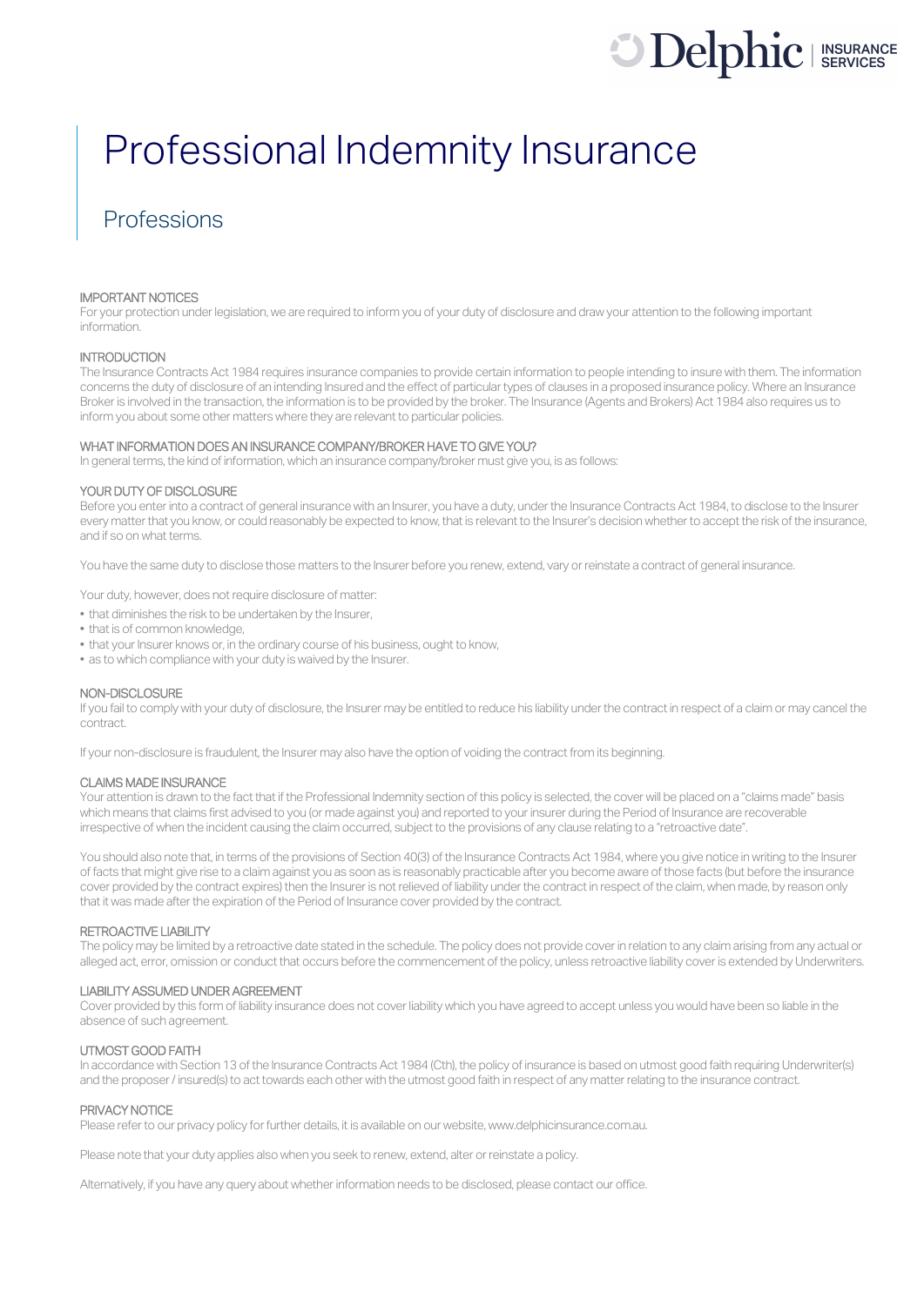# Professional Indemnity Insurance

## Professions

### IMPORTANT NOTICES

For your protection under legislation, we are required to inform you of your duty of disclosure and draw your attention to the following important information.

### INTRODUCTION

The Insurance Contracts Act 1984 requires insurance companies to provide certain information to people intending to insure with them. The information concerns the duty of disclosure of an intending Insured and the effect of particular types of clauses in a proposed insurance policy. Where an Insurance Broker is involved in the transaction, the information is to be provided by the broker. The Insurance (Agents and Brokers) Act 1984 also requires us to inform you about some other matters where they are relevant to particular policies.

### WHAT INFORMATION DOES AN INSURANCE COMPANY/BROKER HAVE TO GIVE YOU?

In general terms, the kind of information, which an insurance company/broker must give you, is as follows:

### YOUR DUTY OF DISCLOSURE

Before you enter into a contract of general insurance with an Insurer, you have a duty, under the Insurance Contracts Act 1984, to disclose to the Insurer every matter that you know, or could reasonably be expected to know, that is relevant to the Insurer's decision whether to accept the risk of the insurance, and if so on what terms.

You have the same duty to disclose those matters to the Insurer before you renew, extend, vary or reinstate a contract of general insurance.

Your duty, however, does not require disclosure of matter:

- that diminishes the risk to be undertaken by the Insurer,
- that is of common knowledge,
- that your Insurer knows or, in the ordinary course of his business, ought to know,
- as to which compliance with your duty is waived by the Insurer.

### NON-DISCLOSURE

If you fail to comply with your duty of disclosure, the Insurer may be entitled to reduce his liability under the contract in respect of a claim or may cancel the contract.

If your non-disclosure is fraudulent, the Insurer may also have the option of voiding the contract from its beginning.

### CLAIMS MADE INSURANCE

Your attention is drawn to the fact that if the Professional Indemnity section of this policy is selected, the cover will be placed on a "claims made" basis which means that claims first advised to you (or made against you) and reported to your insurer during the Period of Insurance are recoverable irrespective of when the incident causing the claim occurred, subject to the provisions of any clause relating to a "retroactive date".

You should also note that, in terms of the provisions of Section 40(3) of the Insurance Contracts Act 1984, where you give notice in writing to the Insurer of facts that might give rise to a claim against you as soon as is reasonably practicable after you become aware of those facts (but before the insurance cover provided by the contract expires) then the Insurer is not relieved of liability under the contract in respect of the claim, when made, by reason only that it was made after the expiration of the Period of Insurance cover provided by the contract.

### RETROACTIVE LIABILITY

The policy may be limited by a retroactive date stated in the schedule. The policy does not provide cover in relation to any claim arising from any actual or alleged act, error, omission or conduct that occurs before the commencement of the policy, unless retroactive liability cover is extended by Underwriters.

### LIABILITY ASSUMED UNDER AGREEMENT

Cover provided by this form of liability insurance does not cover liability which you have agreed to accept unless you would have been so liable in the absence of such agreement.

### UTMOST GOOD FAITH

In accordance with Section 13 of the Insurance Contracts Act 1984 (Cth), the policy of insurance is based on utmost good faith requiring Underwriter(s) and the proposer / insured(s) to act towards each other with the utmost good faith in respect of any matter relating to the insurance contract.

### PRIVACY NOTICE

Please refer to our privacy policy for further details, it is available on our website, www.delphicinsurance.com.au.

Please note that your duty applies also when you seek to renew, extend, alter or reinstate a policy.

Alternatively, if you have any query about whether information needs to be disclosed, please contact our office.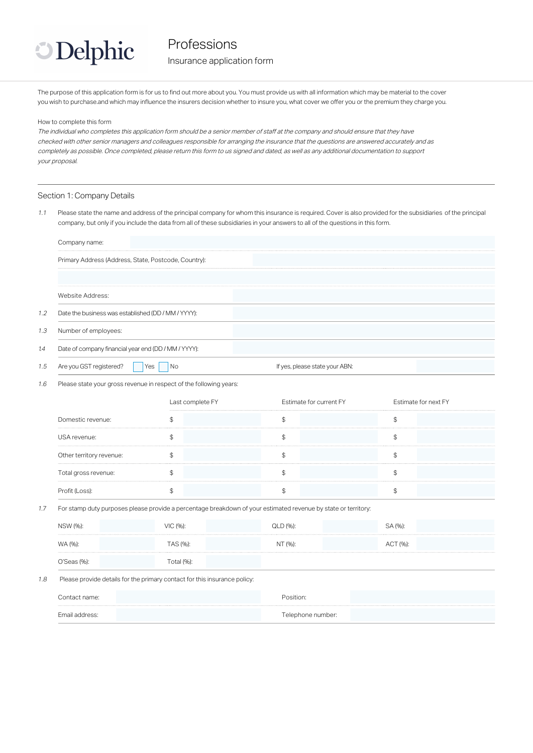# Delphic

## Professions

### Insurance application form

The purpose of this application form is for us to find out more about you. You must provide us with all information which may be material to the cover you wish to purchase.and which may influence the insurers decision whether to insure you, what cover we offer you or the premium they charge you.

How to complete this form

*The individual who completes this application form should be a senior member of staff at the company and should ensure that they have checked with other senior managers and colleagues responsible for arranging the insurance that the questions are answered accurately and as completely as possible. Once completed, please return this form to us signed and dated, as well as any additional documentation to support your proposal.*

## Section 1: Company Details

*1.1* Please state the name and address of the principal company for whom this insurance is required. Cover is also provided for the subsidiaries of the principal company, but only if you include the data from all of these subsidiaries in your answers to all of the questions in this form.

Company name:

Primary Address (Address, State, Postcode, Country):

Website Address:

*1.2* Date the business was established (DD / MM / YYYY):

*1.3* Number of employees:

*1.4* Date of company financial year end (DD / MM / YYYY):

*1.5* Are you GST registered? ☐ Yes ☐ No  If yes, please state your ABN:

*1.6* Please state your gross revenue in respect of the following years:

| | Last complete FY | Estimate for current FY | Estimate for next FY |
|---|---|---|---|
| Domestic revenue: | $ | $ | $ |
| USA revenue: | $ | $ | $ |
| Other territory revenue: | $ | $ | $ |
| Total gross revenue: | $ | $ | $ |
| Profit (Loss): | $ | $ | $ |

*1.7* For stamp duty purposes please provide a percentage breakdown of your estimated revenue by state or territory:

| | | | | | | | |
|---|---|---|---|---|---|---|---|
| NSW (%): | | VIC (%): | | QLD (%): | | SA (%): | |
| WA (%): | | TAS (%): | | NT (%): | | ACT (%): | |
| O'Seas (%): | | Total (%): | | | | | |

*1.8* Please provide details for the primary contact for this insurance policy:

| | | | |
|---|---|---|---|
| Contact name: | | Position: | |
| Email address: | | Telephone number: | |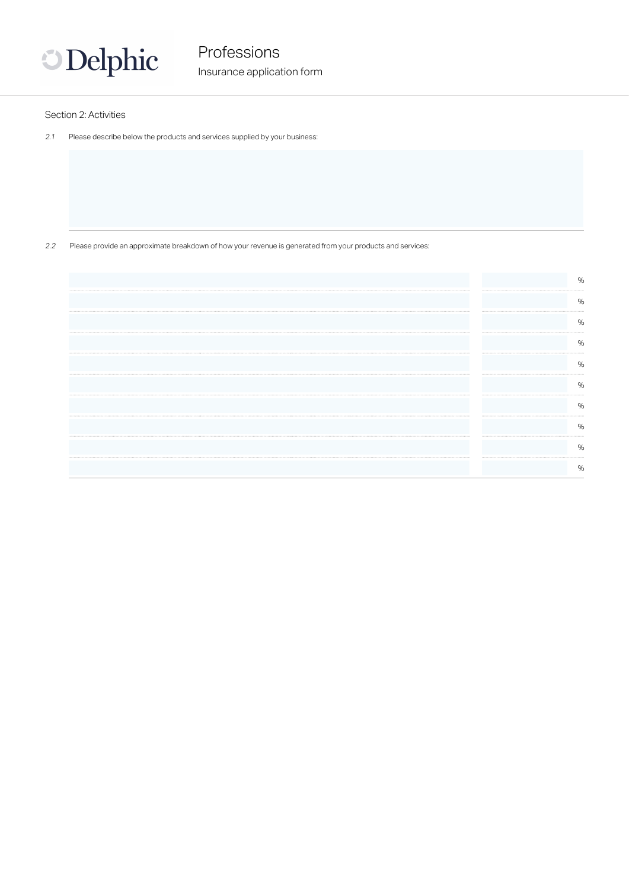# Professions

Insurance application form

## Section 2: Activities

2.1 Please describe below the products and services supplied by your business:

&nbsp;

2.2 Please provide an approximate breakdown of how your revenue is generated from your products and services:

| Product/service | % |
|---|---|
| | % |
| | % |
| | % |
| | % |
| | % |
| | % |
| | % |
| | % |
| | % |
| | % |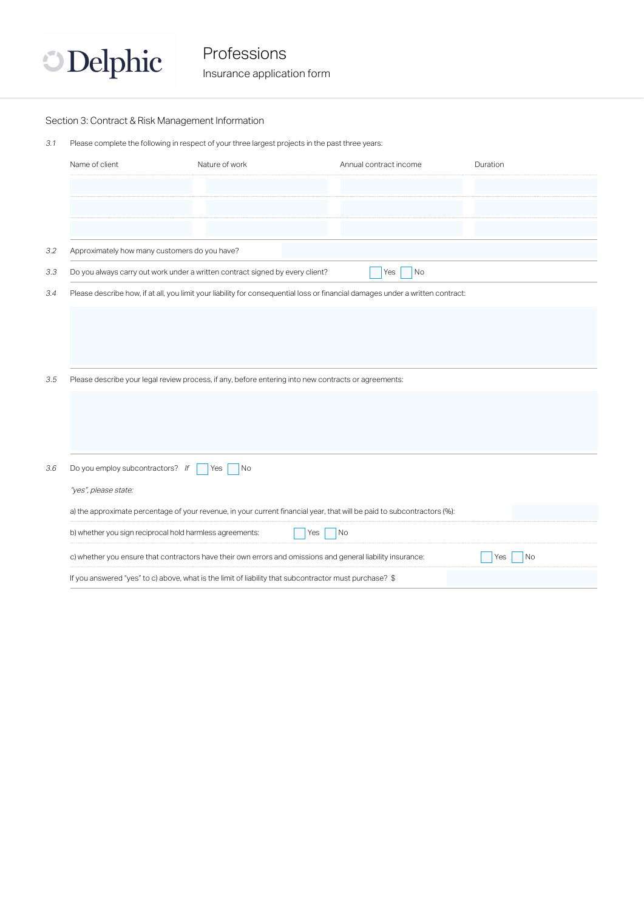Delphic

# Professions

Insurance application form

## Section 3: Contract & Risk Management Information

3.1 Please complete the following in respect of your three largest projects in the past three years:

| Name of client | Nature of work | Annual contract income | Duration |
|---|---|---|---|
| | | | |
| | | | |
| | | | |

3.2 Approximately how many customers do you have?

3.3 Do you always carry out work under a written contract signed by every client? ☐ Yes ☐ No

3.4 Please describe how, if at all, you limit your liability for consequential loss or financial damages under a written contract:

3.5 Please describe your legal review process, if any, before entering into new contracts or agreements:

3.6 Do you employ subcontractors? ☐ Yes ☐ No

*If "yes", please state:*

a) the approximate percentage of your revenue, in your current financial year, that will be paid to subcontractors (%):

b) whether you sign reciprocal hold harmless agreements: ☐ Yes ☐ No

c) whether you ensure that contractors have their own errors and omissions and general liability insurance: ☐ Yes ☐ No

If you answered "yes" to c) above, what is the limit of liability that subcontractor must purchase? $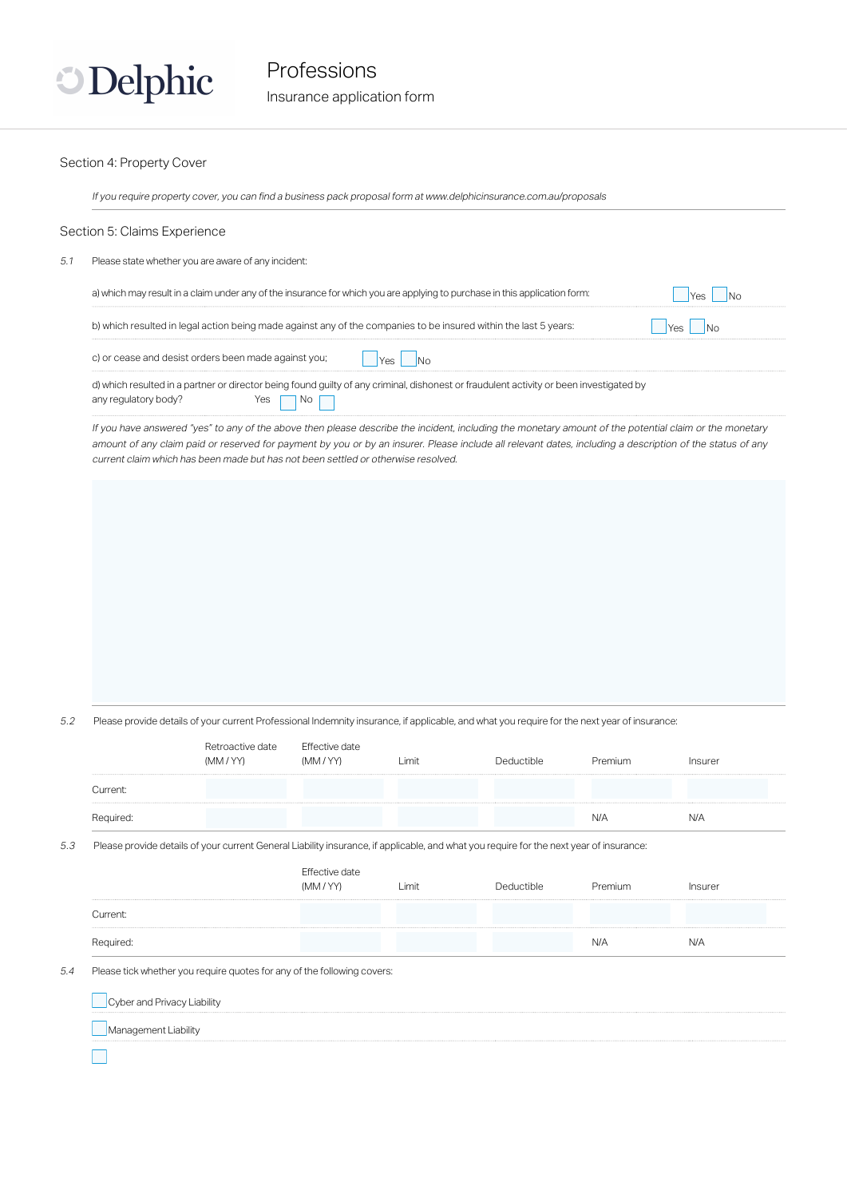# Professions

Insurance application form

## Section 4: Property Cover

*If you require property cover, you can find a business pack proposal form at www.delphicinsurance.com.au/proposals*

## Section 5: Claims Experience

5.1 Please state whether you are aware of any incident:

a) which may result in a claim under any of the insurance for which you are applying to purchase in this application form: ☐ Yes ☐ No

b) which resulted in legal action being made against any of the companies to be insured within the last 5 years: ☐ Yes ☐ No

c) or cease and desist orders been made against you; ☐ Yes ☐ No

d) which resulted in a partner or director being found guilty of any criminal, dishonest or fraudulent activity or been investigated by any regulatory body? Yes ☐ No ☐

*If you have answered "yes" to any of the above then please describe the incident, including the monetary amount of the potential claim or the monetary amount of any claim paid or reserved for payment by you or by an insurer. Please include all relevant dates, including a description of the status of any current claim which has been made but has not been settled or otherwise resolved.*

5.2 Please provide details of your current Professional Indemnity insurance, if applicable, and what you require for the next year of insurance:

| | Retroactive date (MM / YY) | Effective date (MM / YY) | Limit | Deductible | Premium | Insurer |
|---|---|---|---|---|---|---|
| Current: | | | | | | |
| Required: | | | | | N/A | N/A |

5.3 Please provide details of your current General Liability insurance, if applicable, and what you require for the next year of insurance:

| | Effective date (MM / YY) | Limit | Deductible | Premium | Insurer |
|---|---|---|---|---|---|
| Current: | | | | | |
| Required: | | | | N/A | N/A |

5.4 Please tick whether you require quotes for any of the following covers:

☐ Cyber and Privacy Liability

☐ Management Liability

☐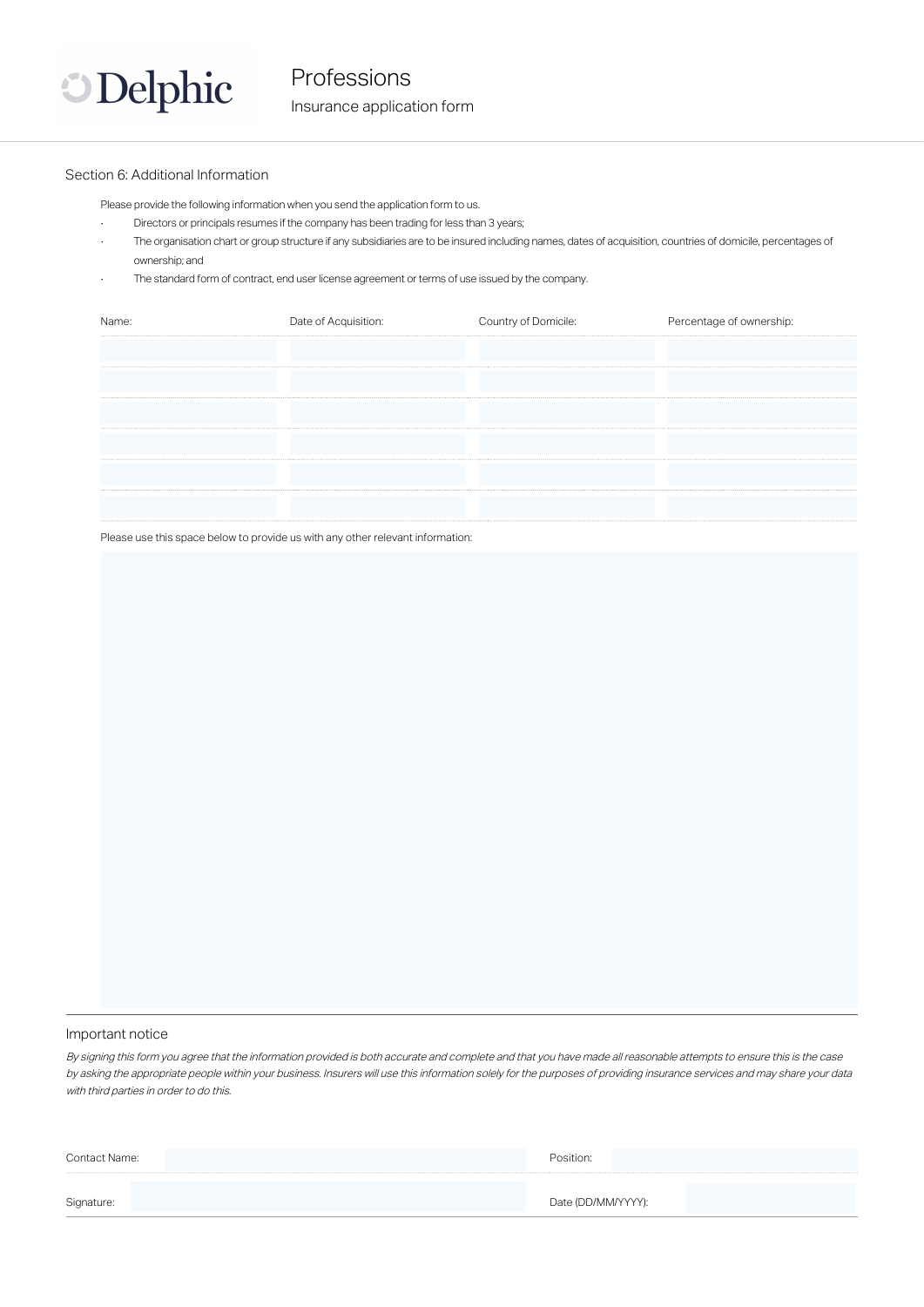## Section 6: Additional Information

Please provide the following information when you send the application form to us.

- Directors or principals resumes if the company has been trading for less than 3 years;
- The organisation chart or group structure if any subsidiaries are to be insured including names, dates of acquisition, countries of domicile, percentages of ownership; and
- The standard form of contract, end user license agreement or terms of use issued by the company.

| Name: | Date of Acquisition: | Country of Domicile: | Percentage of ownership: |
|---|---|---|---|
| | | | |
| | | | |
| | | | |
| | | | |
| | | | |
| | | | |

Please use this space below to provide us with any other relevant information:

## Important notice

*By signing this form you agree that the information provided is both accurate and complete and that you have made all reasonable attempts to ensure this is the case by asking the appropriate people within your business. Insurers will use this information solely for the purposes of providing insurance services and may share your data with third parties in order to do this.*

Contact Name:

Position:

Signature:

Date (DD/MM/YYYY):